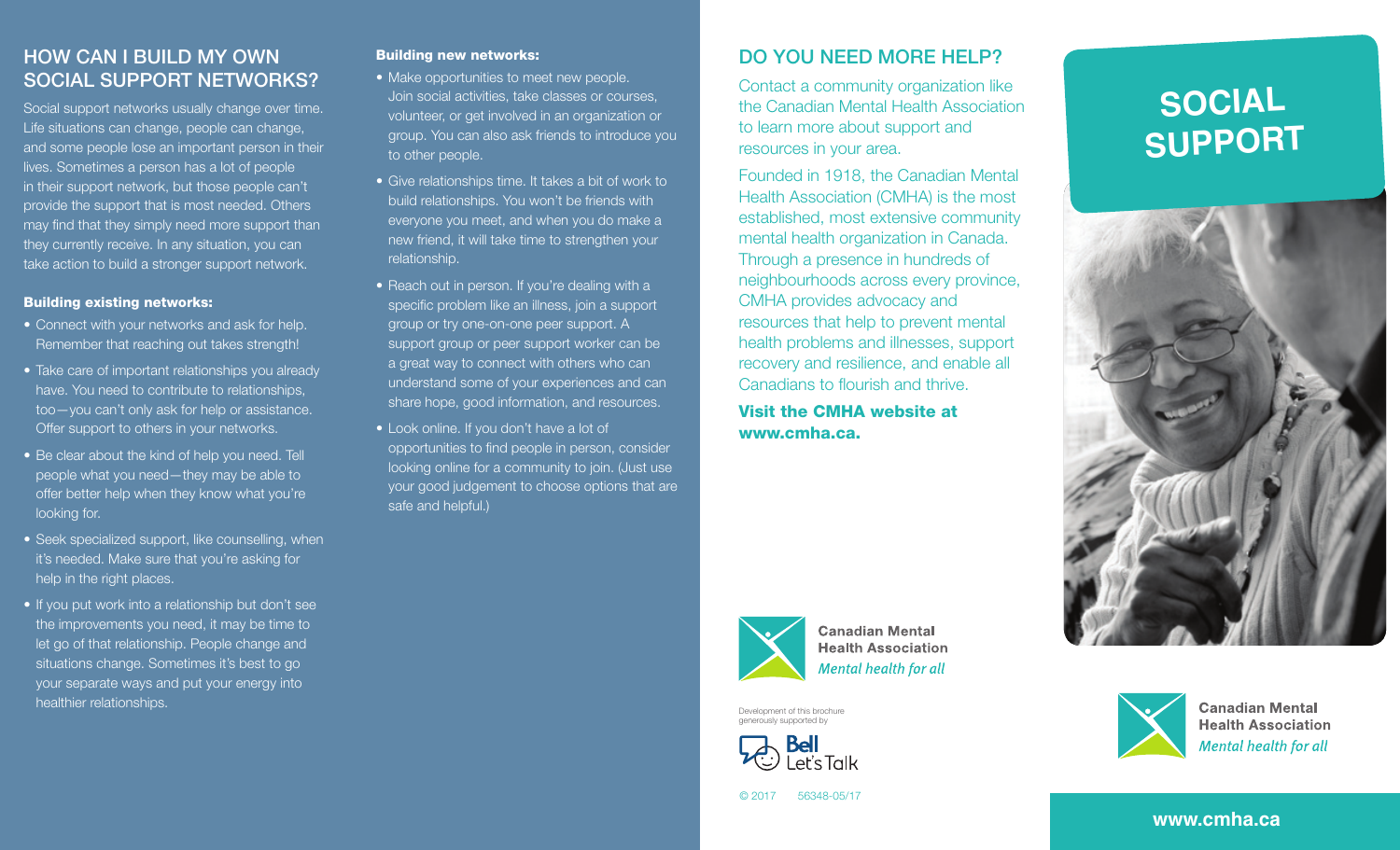## HOW CAN I BUILD MY OWN SOCIAL SUPPORT NETWORKS?

Social support networks usually change over time. Life situations can change, people can change, and some people lose an important person in their lives. Sometimes a person has a lot of people in their support network, but those people can't provide the support that is most needed. Others may find that they simply need more support than they currently receive. In any situation, you can take action to build a stronger support network.

**Building existing networks:**

- Connect with your networks and ask for help. Remember that reaching out takes strength!
- Take care of important relationships you already have. You need to contribute to relationships, too—you can't only ask for help or assistance. Offer support to others in your networks.
- Be clear about the kind of help you need. Tell people what you need—they may be able to offer better help when they know what you're looking for.
- Seek specialized support, like counselling, when it's needed. Make sure that you're asking for help in the right places.
- If you put work into a relationship but don't see the improvements you need, it may be time to let go of that relationship. People change and situations change. Sometimes it's best to go your separate ways and put your energy into healthier relationships.

**Building new networks:**

- Make opportunities to meet new people. Join social activities, take classes or courses, volunteer, or get involved in an organization or group. You can also ask friends to introduce you to other people.
- Give relationships time. It takes a bit of work to build relationships. You won't be friends with everyone you meet, and when you do make a new friend, it will take time to strengthen your relationship.
- Reach out in person. If you're dealing with a specific problem like an illness, join a support group or try one-on-one peer support. A support group or peer support worker can be a great way to connect with others who can understand some of your experiences and can share hope, good information, and resources.
- Look online. If you don't have a lot of opportunities to find people in person, consider looking online for a community to join. (Just use your good judgement to choose options that are safe and helpful.)

## DO YOU NEED MORE HELP?

Contact a community organization like the Canadian Mental Health Association to learn more about support and resources in your area.

Founded in 1918, the Canadian Mental Health Association (CMHA) is the most established, most extensive community mental health organization in Canada. Through a presence in hundreds of neighbourhoods across every province, CMHA provides advocacy and resources that help to prevent mental health problems and illnesses, support recovery and resilience, and enable all Canadians to flourish and thrive.

**Visit the CMHA website at www.cmha.ca.**

Canadian Mental Health Association
*Mental health for all*

Development of this brochure generously supported by

Bell Let's Talk

© 2017 56348-05/17

# SOCIAL SUPPORT

Canadian Mental Health Association
*Mental health for all*

**www.cmha.ca**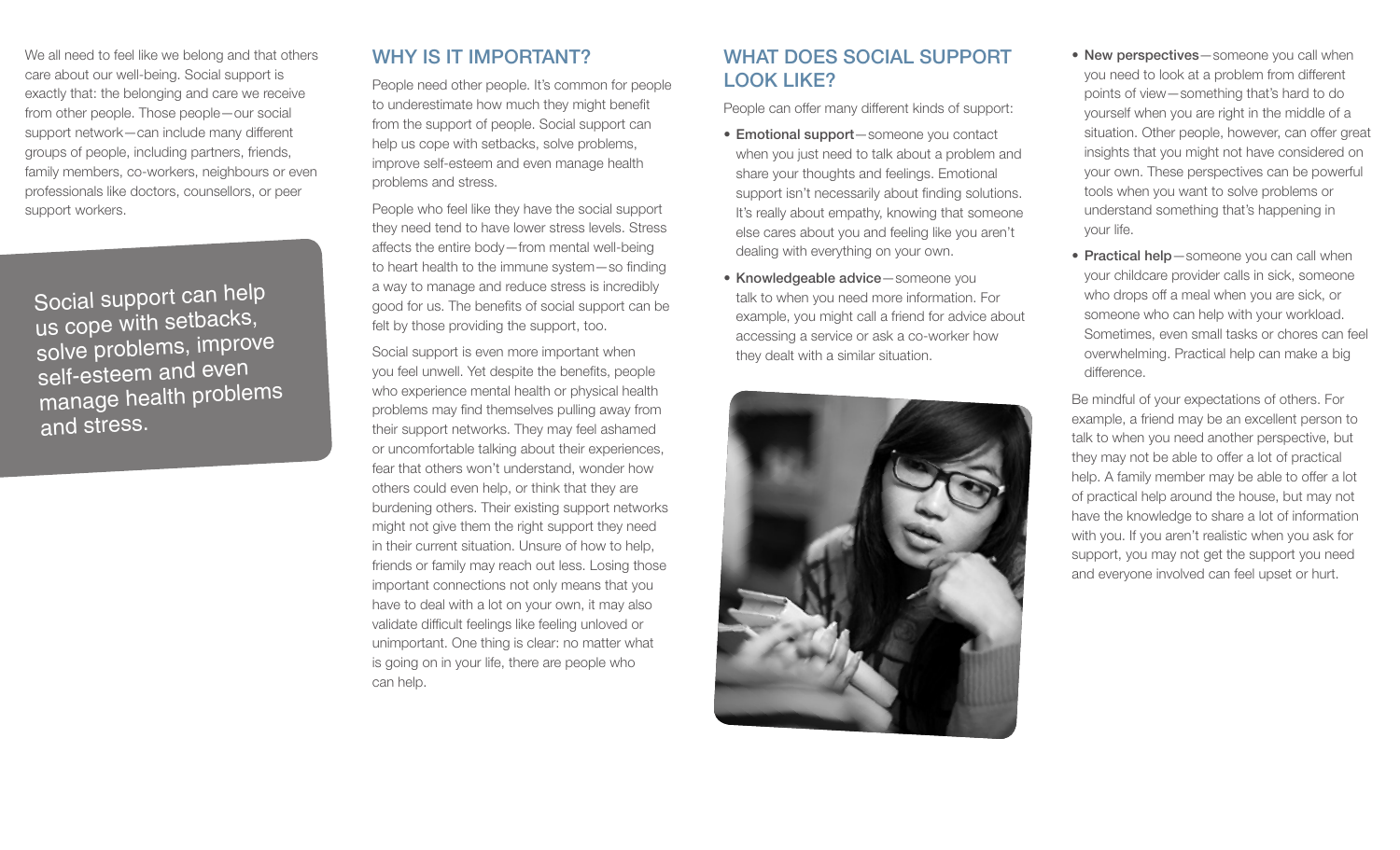We all need to feel like we belong and that others care about our well-being. Social support is exactly that: the belonging and care we receive from other people. Those people—our social support network—can include many different groups of people, including partners, friends, family members, co-workers, neighbours or even professionals like doctors, counsellors, or peer support workers.

Social support can help us cope with setbacks, solve problems, improve self-esteem and even manage health problems and stress.

## WHY IS IT IMPORTANT?

People need other people. It's common for people to underestimate how much they might benefit from the support of people. Social support can help us cope with setbacks, solve problems, improve self-esteem and even manage health problems and stress.

People who feel like they have the social support they need tend to have lower stress levels. Stress affects the entire body—from mental well-being to heart health to the immune system—so finding a way to manage and reduce stress is incredibly good for us. The benefits of social support can be felt by those providing the support, too.

Social support is even more important when you feel unwell. Yet despite the benefits, people who experience mental health or physical health problems may find themselves pulling away from their support networks. They may feel ashamed or uncomfortable talking about their experiences, fear that others won't understand, wonder how others could even help, or think that they are burdening others. Their existing support networks might not give them the right support they need in their current situation. Unsure of how to help, friends or family may reach out less. Losing those important connections not only means that you have to deal with a lot on your own, it may also validate difficult feelings like feeling unloved or unimportant. One thing is clear: no matter what is going on in your life, there are people who can help.

## WHAT DOES SOCIAL SUPPORT LOOK LIKE?

People can offer many different kinds of support:

- **Emotional support**—someone you contact when you just need to talk about a problem and share your thoughts and feelings. Emotional support isn't necessarily about finding solutions. It's really about empathy, knowing that someone else cares about you and feeling like you aren't dealing with everything on your own.
- **Knowledgeable advice**—someone you talk to when you need more information. For example, you might call a friend for advice about accessing a service or ask a co-worker how they dealt with a similar situation.
- **New perspectives**—someone you call when you need to look at a problem from different points of view—something that's hard to do yourself when you are right in the middle of a situation. Other people, however, can offer great insights that you might not have considered on your own. These perspectives can be powerful tools when you want to solve problems or understand something that's happening in your life.
- **Practical help**—someone you can call when your childcare provider calls in sick, someone who drops off a meal when you are sick, or someone who can help with your workload. Sometimes, even small tasks or chores can feel overwhelming. Practical help can make a big difference.

Be mindful of your expectations of others. For example, a friend may be an excellent person to talk to when you need another perspective, but they may not be able to offer a lot of practical help. A family member may be able to offer a lot of practical help around the house, but may not have the knowledge to share a lot of information with you. If you aren't realistic when you ask for support, you may not get the support you need and everyone involved can feel upset or hurt.